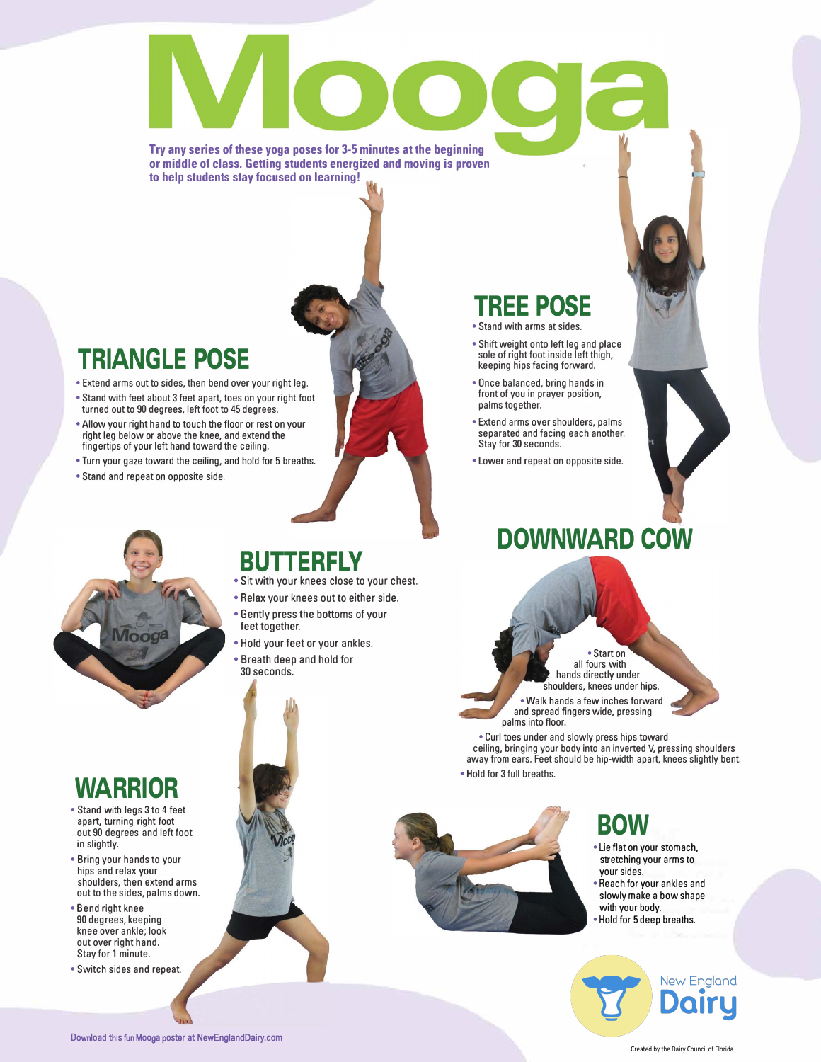# Mooga

**Try any series of these yoga poses for 3-5 minutes at the beginning or middle of class. Getting students energized and moving is proven to help students stay focused on learning!**

## TRIANGLE POSE

- Extend arms out to sides, then bend over your right leg.
- Stand with feet about 3 feet apart, toes on your right foot turned out to 90 degrees, left foot to 45 degrees.
- Allow your right hand to touch the floor or rest on your right leg below or above the knee, and extend the fingertips of your left hand toward the ceiling.
- Turn your gaze toward the ceiling, and hold for 5 breaths.
- Stand and repeat on opposite side.

## TREE POSE

- Stand with arms at sides.
- Shift weight onto left leg and place sole of right foot inside left thigh, keeping hips facing forward.
- Once balanced, bring hands in front of you in prayer position, palms together.
- Extend arms over shoulders, palms separated and facing each another. Stay for 30 seconds.
- Lower and repeat on opposite side.

## BUTTERFLY

- Sit with your knees close to your chest.
- Relax your knees out to either side.
- Gently press the bottoms of your feet together.
- Hold your feet or your ankles.
- Breath deep and hold for 30 seconds.

## DOWNWARD COW

- Start on all fours with hands directly under shoulders, knees under hips.
- Walk hands a few inches forward and spread fingers wide, pressing palms into floor.
- Curl toes under and slowly press hips toward ceiling, bringing your body into an inverted V, pressing shoulders away from ears. Feet should be hip-width apart, knees slightly bent.
- Hold for 3 full breaths.

## WARRIOR

- Stand with legs 3 to 4 feet apart, turning right foot out 90 degrees and left foot in slightly.
- Bring your hands to your hips and relax your shoulders, then extend arms out to the sides, palms down.
- Bend right knee 90 degrees, keeping knee over ankle; look out over right hand. Stay for 1 minute.
- Switch sides and repeat.

## BOW

- Lie flat on your stomach, stretching your arms to your sides.
- Reach for your ankles and slowly make a bow shape with your body.
- Hold for 5 deep breaths.

New England Dairy

Download this fun Mooga poster at NewEnglandDairy.com

Created by the Dairy Council of Florida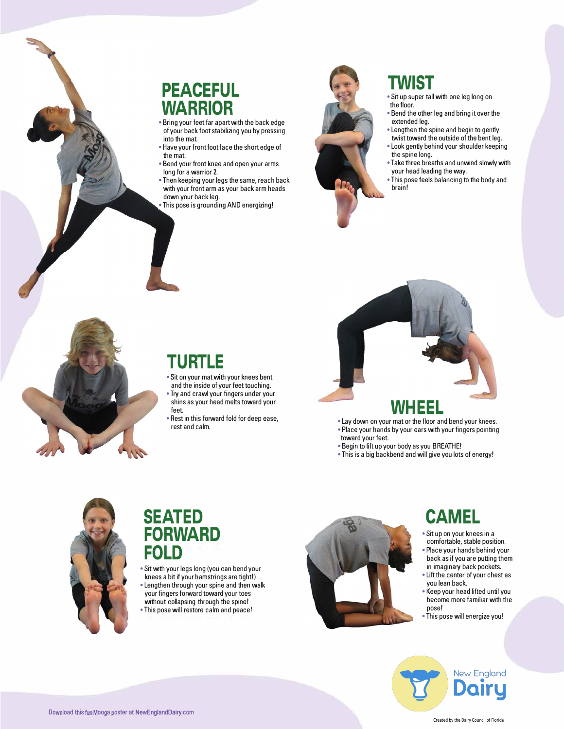## PEACEFUL WARRIOR

- Bring your feet far apart with the back edge of your back foot stabilizing you by pressing into the mat.
- Have your front foot face the short edge of the mat.
- Bend your front knee and open your arms long for a warrior 2.
- Then keeping your legs the same, reach back with your front arm as your back arm heads down your back leg.
- This pose is grounding AND energizing!

## TWIST

- Sit up super tall with one leg long on the floor.
- Bend the other leg and bring it over the extended leg.
- Lengthen the spine and begin to gently twist toward the outside of the bent leg.
- Look gently behind your shoulder keeping the spine long.
- Take three breaths and unwind slowly with your head leading the way.
- This pose feels balancing to the body and brain!

## TURTLE

- Sit on your mat with your knees bent and the inside of your feet touching.
- Try and crawl your fingers under your shins as your head melts toward your feet.
- Rest in this forward fold for deep ease, rest and calm.

## WHEEL

- Lay down on your mat or the floor and bend your knees.
- Place your hands by your ears with your fingers pointing toward your feet.
- Begin to lift up your body as you BREATHE!
- This is a big backbend and will give you lots of energy!

## SEATED FORWARD FOLD

- Sit with your legs long (you can bend your knees a bit if your hamstrings are tight!)
- Lengthen through your spine and then walk your fingers forward toward your toes without collapsing through the spine!
- This pose will restore calm and peace!

## CAMEL

- Sit up on your knees in a comfortable, stable position.
- Place your hands behind your back as if you are putting them in imaginary back pockets.
- Lift the center of your chest as you lean back.
- Keep your head lifted until you become more familiar with the pose!
- This pose will energize you!

New England Dairy

Download this fun Mooga poster at NewEnglandDairy.com

Created by the Dairy Council of Florida